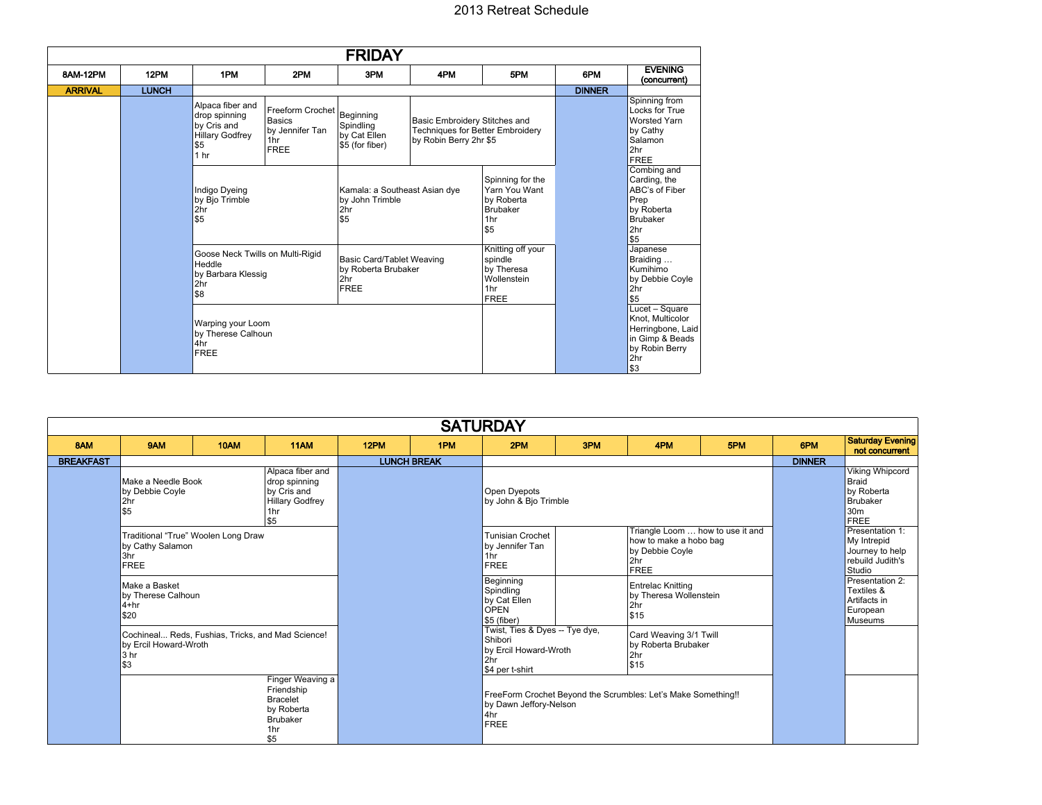# 2013 Retreat Schedule

## FRIDAY

| 8AM-12PM | 12PM | 1PM | 2PM | 3PM | 4PM | 5PM | 6PM | EVENING (concurrent) |
|---|---|---|---|---|---|---|---|---|
| ARRIVAL | LUNCH | | | | | | DINNER | |
| | | Alpaca fiber and drop spinning by Cris and Hillary Godfrey $5 1 hr | Freeform Crochet Basics by Jennifer Tan 1hr FREE | Beginning Spindling by Cat Ellen $5 (for fiber) | Basic Embroidery Stitches and Techniques for Better Embroidery by Robin Berry 2hr $5 | | | Spinning from Locks for True Worsted Yarn by Cathy Salamon 2hr FREE |
| | | Indigo Dyeing by Bjo Trimble 2hr $5 | | Kamala: a Southeast Asian dye by John Trimble 2hr $5 | | Spinning for the Yarn You Want by Roberta Brubaker 1hr $5 | | Combing and Carding, the ABC's of Fiber Prep by Roberta Brubaker 2hr $5 |
| | | Goose Neck Twills on Multi-Rigid Heddle by Barbara Klessig 2hr $8 | | Basic Card/Tablet Weaving by Roberta Brubaker 2hr FREE | | Knitting off your spindle by Theresa Wollenstein 1hr FREE | | Japanese Braiding … Kumihimo by Debbie Coyle 2hr $5 |
| | | Warping your Loom by Therese Calhoun 4hr FREE | | | | | | Lucet – Square Knot, Multicolor Herringbone, Laid in Gimp & Beads by Robin Berry 2hr $3 |

## SATURDAY

| 8AM | 9AM | 10AM | 11AM | 12PM | 1PM | 2PM | 3PM | 4PM | 5PM | 6PM | Saturday Evening not concurrent |
|---|---|---|---|---|---|---|---|---|---|---|---|
| BREAKFAST | | | | LUNCH BREAK | | | | | | DINNER | |
| | Make a Needle Book by Debbie Coyle 2hr $5 | | Alpaca fiber and drop spinning by Cris and Hillary Godfrey 1hr $5 | | | Open Dyepots by John & Bjo Trimble | | | | | Viking Whipcord Braid by Roberta Brubaker 30m FREE |
| | Traditional "True" Woolen Long Draw by Cathy Salamon 3hr FREE | | | | | Tunisian Crochet by Jennifer Tan 1hr FREE | | Triangle Loom … how to use it and how to make a hobo bag by Debbie Coyle 2hr FREE | | | Presentation 1: My Intrepid Journey to help rebuild Judith's Studio |
| | Make a Basket by Therese Calhoun 4+hr $20 | | | | | Beginning Spindling by Cat Ellen OPEN $5 (fiber) | | Entrelac Knitting by Theresa Wollenstein 2hr $15 | | | Presentation 2: Textiles & Artifacts in European Museums |
| | Cochineal... Reds, Fushias, Tricks, and Mad Science! by Ercil Howard-Wroth 3 hr $3 | | | | | Twist, Ties & Dyes -- Tye dye, Shibori by Ercil Howard-Wroth 2hr $4 per t-shirt | | Card Weaving 3/1 Twill by Roberta Brubaker 2hr $15 | | | |
| | | | Finger Weaving a Friendship Bracelet by Roberta Brubaker 1hr $5 | | | FreeForm Crochet Beyond the Scrumbles: Let's Make Something!! by Dawn Jeffory-Nelson 4hr FREE | | | | | |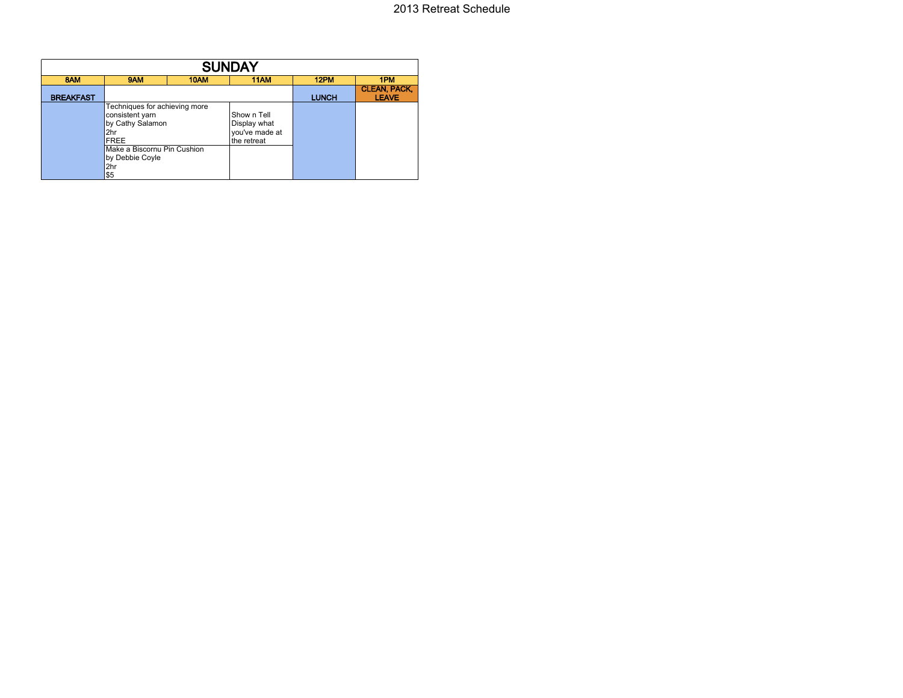2013 Retreat Schedule

| SUNDAY | | | | | |
|---|---|---|---|---|---|
| 8AM | 9AM | 10AM | 11AM | 12PM | 1PM |
| BREAKFAST | | | | LUNCH | CLEAN, PACK, LEAVE |
| | Techniques for achieving more consistent yarn by Cathy Salamon 2hr FREE | | Show n Tell Display what you've made at the retreat | | |
| | Make a Biscornu Pin Cushion by Debbie Coyle 2hr $5 | | | | |